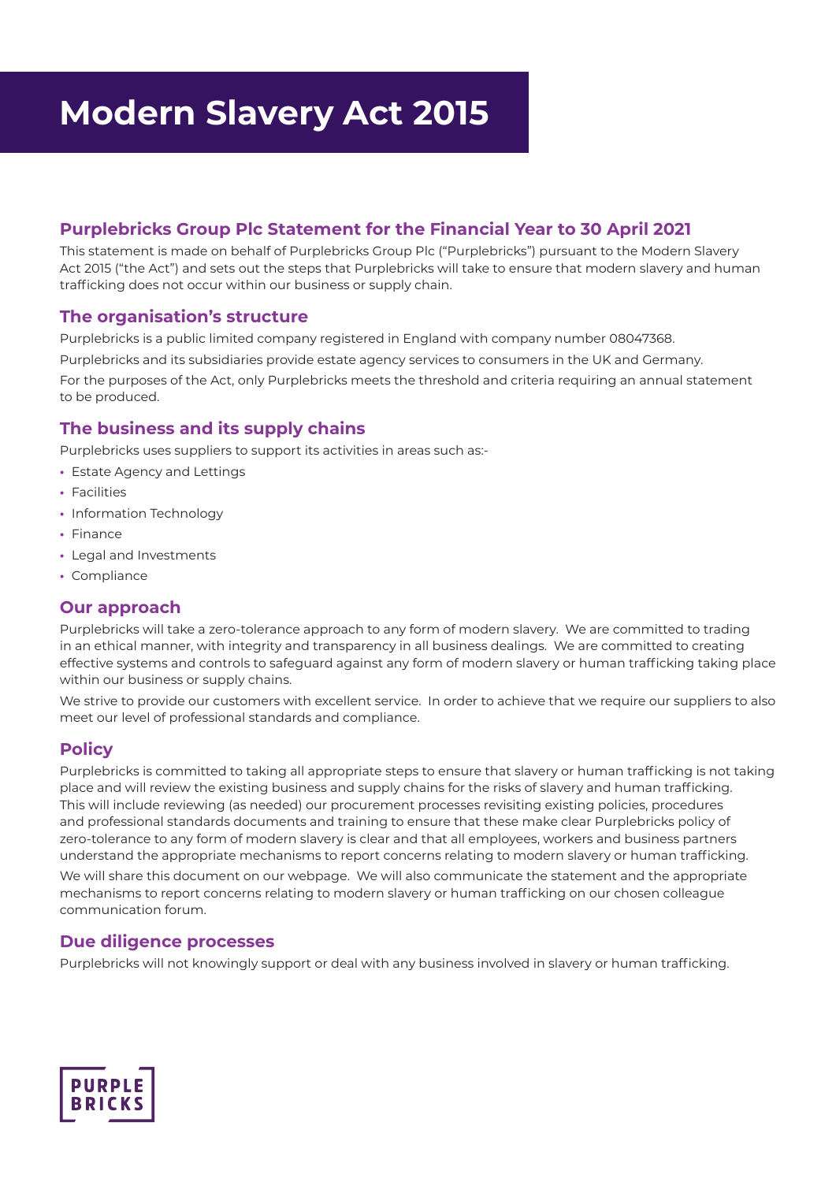# Modern Slavery Act 2015

## Purplebricks Group Plc Statement for the Financial Year to 30 April 2021

This statement is made on behalf of Purplebricks Group Plc ("Purplebricks") pursuant to the Modern Slavery Act 2015 ("the Act") and sets out the steps that Purplebricks will take to ensure that modern slavery and human trafficking does not occur within our business or supply chain.

## The organisation's structure

Purplebricks is a public limited company registered in England with company number 08047368.

Purplebricks and its subsidiaries provide estate agency services to consumers in the UK and Germany.

For the purposes of the Act, only Purplebricks meets the threshold and criteria requiring an annual statement to be produced.

## The business and its supply chains

Purplebricks uses suppliers to support its activities in areas such as:-

- Estate Agency and Lettings
- Facilities
- Information Technology
- Finance
- Legal and Investments
- Compliance

## Our approach

Purplebricks will take a zero-tolerance approach to any form of modern slavery. We are committed to trading in an ethical manner, with integrity and transparency in all business dealings. We are committed to creating effective systems and controls to safeguard against any form of modern slavery or human trafficking taking place within our business or supply chains.

We strive to provide our customers with excellent service. In order to achieve that we require our suppliers to also meet our level of professional standards and compliance.

## Policy

Purplebricks is committed to taking all appropriate steps to ensure that slavery or human trafficking is not taking place and will review the existing business and supply chains for the risks of slavery and human trafficking. This will include reviewing (as needed) our procurement processes revisiting existing policies, procedures and professional standards documents and training to ensure that these make clear Purplebricks policy of zero-tolerance to any form of modern slavery is clear and that all employees, workers and business partners understand the appropriate mechanisms to report concerns relating to modern slavery or human trafficking.

We will share this document on our webpage. We will also communicate the statement and the appropriate mechanisms to report concerns relating to modern slavery or human trafficking on our chosen colleague communication forum.

## Due diligence processes

Purplebricks will not knowingly support or deal with any business involved in slavery or human trafficking.

PURPLE BRICKS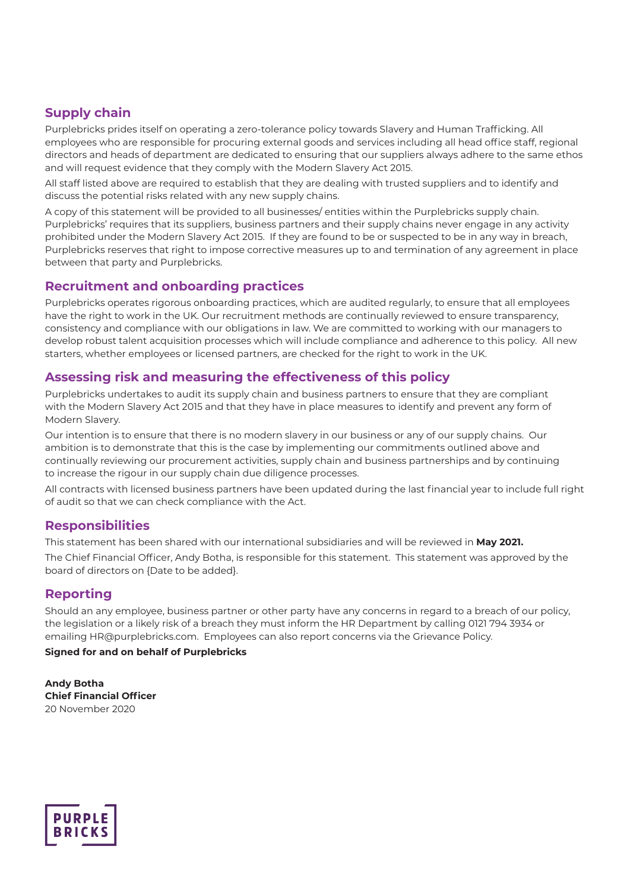## Supply chain

Purplebricks prides itself on operating a zero-tolerance policy towards Slavery and Human Trafficking. All employees who are responsible for procuring external goods and services including all head office staff, regional directors and heads of department are dedicated to ensuring that our suppliers always adhere to the same ethos and will request evidence that they comply with the Modern Slavery Act 2015.

All staff listed above are required to establish that they are dealing with trusted suppliers and to identify and discuss the potential risks related with any new supply chains.

A copy of this statement will be provided to all businesses/ entities within the Purplebricks supply chain. Purplebricks' requires that its suppliers, business partners and their supply chains never engage in any activity prohibited under the Modern Slavery Act 2015. If they are found to be or suspected to be in any way in breach, Purplebricks reserves that right to impose corrective measures up to and termination of any agreement in place between that party and Purplebricks.

## Recruitment and onboarding practices

Purplebricks operates rigorous onboarding practices, which are audited regularly, to ensure that all employees have the right to work in the UK. Our recruitment methods are continually reviewed to ensure transparency, consistency and compliance with our obligations in law. We are committed to working with our managers to develop robust talent acquisition processes which will include compliance and adherence to this policy. All new starters, whether employees or licensed partners, are checked for the right to work in the UK.

## Assessing risk and measuring the effectiveness of this policy

Purplebricks undertakes to audit its supply chain and business partners to ensure that they are compliant with the Modern Slavery Act 2015 and that they have in place measures to identify and prevent any form of Modern Slavery.

Our intention is to ensure that there is no modern slavery in our business or any of our supply chains. Our ambition is to demonstrate that this is the case by implementing our commitments outlined above and continually reviewing our procurement activities, supply chain and business partnerships and by continuing to increase the rigour in our supply chain due diligence processes.

All contracts with licensed business partners have been updated during the last financial year to include full right of audit so that we can check compliance with the Act.

## Responsibilities

This statement has been shared with our international subsidiaries and will be reviewed in **May 2021.**

The Chief Financial Officer, Andy Botha, is responsible for this statement. This statement was approved by the board of directors on {Date to be added}.

## Reporting

Should an any employee, business partner or other party have any concerns in regard to a breach of our policy, the legislation or a likely risk of a breach they must inform the HR Department by calling 0121 794 3934 or emailing HR@purplebricks.com. Employees can also report concerns via the Grievance Policy.

**Signed for and on behalf of Purplebricks**

**Andy Botha**
**Chief Financial Officer**
20 November 2020

PURPLE BRICKS